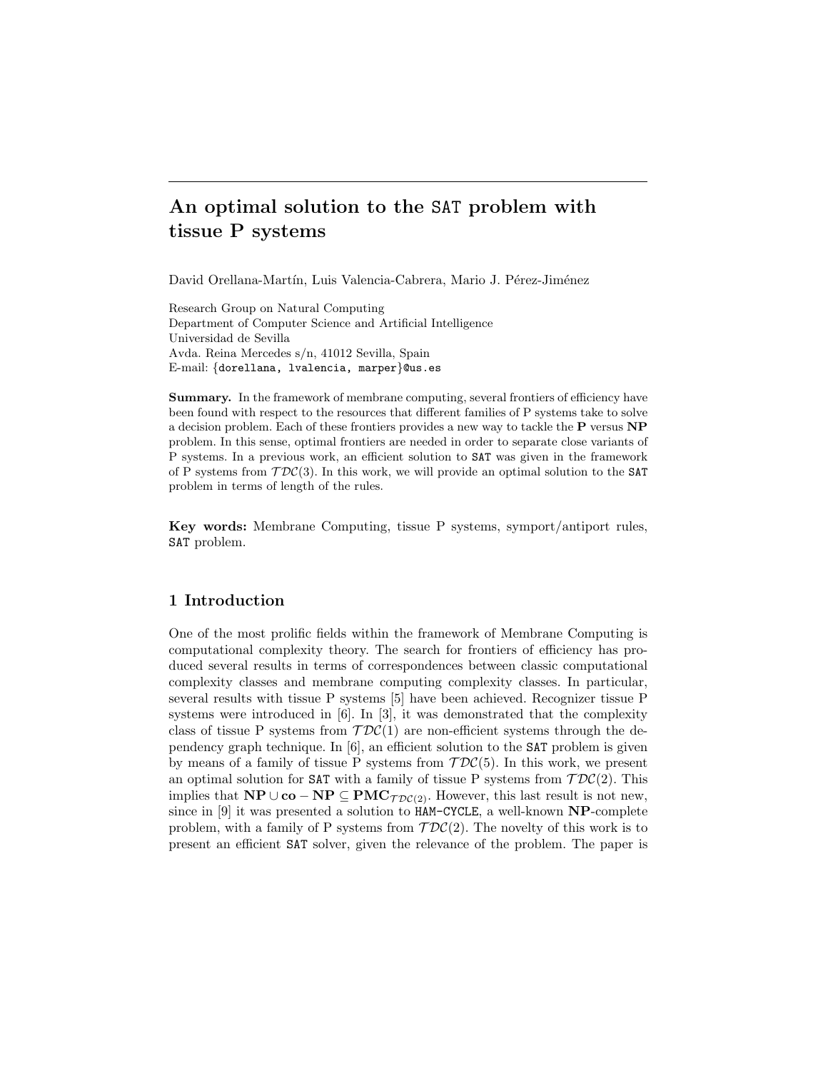# An optimal solution to the SAT problem with tissue P systems

David Orellana-Martín, Luis Valencia-Cabrera, Mario J. Pérez-Jiménez

Research Group on Natural Computing
Department of Computer Science and Artificial Intelligence
Universidad de Sevilla
Avda. Reina Mercedes s/n, 41012 Sevilla, Spain
E-mail: {dorellana, lvalencia, marper}@us.es

**Summary.** In the framework of membrane computing, several frontiers of efficiency have been found with respect to the resources that different families of P systems take to solve a decision problem. Each of these frontiers provides a new way to tackle the **P** versus **NP** problem. In this sense, optimal frontiers are needed in order to separate close variants of P systems. In a previous work, an efficient solution to SAT was given in the framework of P systems from $\mathcal{TDC}(3)$. In this work, we will provide an optimal solution to the SAT problem in terms of length of the rules.

**Key words:** Membrane Computing, tissue P systems, symport/antiport rules, SAT problem.

## 1 Introduction

One of the most prolific fields within the framework of Membrane Computing is computational complexity theory. The search for frontiers of efficiency has produced several results in terms of correspondences between classic computational complexity classes and membrane computing complexity classes. In particular, several results with tissue P systems [5] have been achieved. Recognizer tissue P systems were introduced in [6]. In [3], it was demonstrated that the complexity class of tissue P systems from $\mathcal{TDC}(1)$ are non-efficient systems through the dependency graph technique. In [6], an efficient solution to the SAT problem is given by means of a family of tissue P systems from $\mathcal{TDC}(5)$. In this work, we present an optimal solution for SAT with a family of tissue P systems from $\mathcal{TDC}(2)$. This implies that $\mathbf{NP} \cup \mathbf{co-NP} \subseteq \mathbf{PMC}_{\mathcal{TDC}(2)}$. However, this last result is not new, since in [9] it was presented a solution to HAM-CYCLE, a well-known **NP**-complete problem, with a family of P systems from $\mathcal{TDC}(2)$. The novelty of this work is to present an efficient SAT solver, given the relevance of the problem. The paper is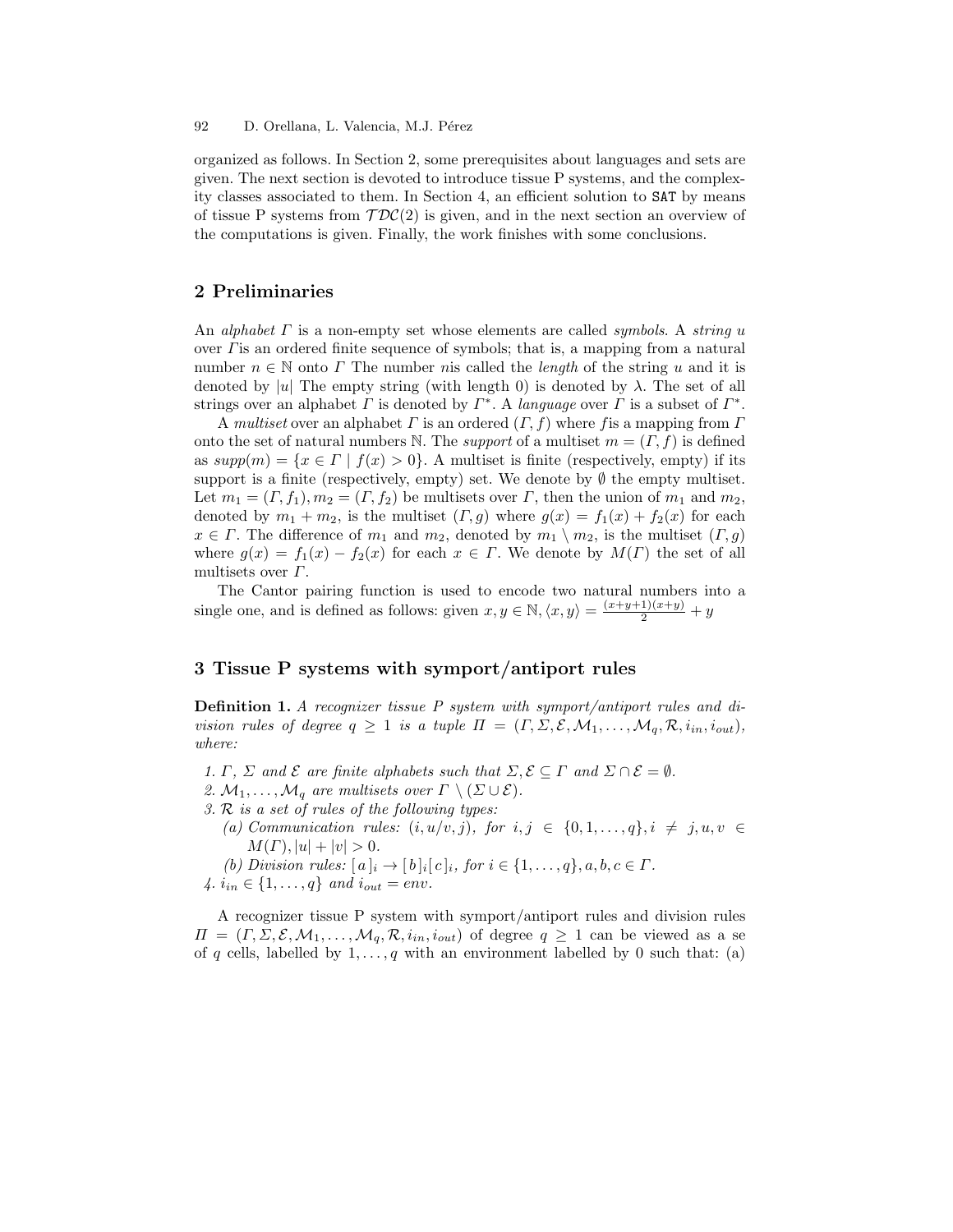organized as follows. In Section 2, some prerequisites about languages and sets are given. The next section is devoted to introduce tissue P systems, and the complexity classes associated to them. In Section 4, an efficient solution to SAT by means of tissue P systems from $\mathcal{TDC}(2)$ is given, and in the next section an overview of the computations is given. Finally, the work finishes with some conclusions.

## 2 Preliminaries

An *alphabet* $\Gamma$ is a non-empty set whose elements are called *symbols*. A *string* $u$ over $\Gamma$is an ordered finite sequence of symbols; that is, a mapping from a natural number $n \in \mathbb{N}$ onto $\Gamma$ The number $n$is called the *length* of the string $u$ and it is denoted by $|u|$ The empty string (with length 0) is denoted by $\lambda$. The set of all strings over an alphabet $\Gamma$ is denoted by $\Gamma^*$. A *language* over $\Gamma$ is a subset of $\Gamma^*$.

A *multiset* over an alphabet $\Gamma$ is an ordered $(\Gamma, f)$ where $f$is a mapping from $\Gamma$ onto the set of natural numbers $\mathbb{N}$. The *support* of a multiset $m = (\Gamma, f)$ is defined as $supp(m) = \{x \in \Gamma \mid f(x) > 0\}$. A multiset is finite (respectively, empty) if its support is a finite (respectively, empty) set. We denote by $\emptyset$ the empty multiset. Let $m_1 = (\Gamma, f_1), m_2 = (\Gamma, f_2)$ be multisets over $\Gamma$, then the union of $m_1$ and $m_2$, denoted by $m_1 + m_2$, is the multiset $(\Gamma, g)$ where $g(x) = f_1(x) + f_2(x)$ for each $x \in \Gamma$. The difference of $m_1$ and $m_2$, denoted by $m_1 \setminus m_2$, is the multiset $(\Gamma, g)$ where $g(x) = f_1(x) - f_2(x)$ for each $x \in \Gamma$. We denote by $M(\Gamma)$ the set of all multisets over $\Gamma$.

The Cantor pairing function is used to encode two natural numbers into a single one, and is defined as follows: given $x, y \in \mathbb{N}, \langle x, y \rangle = \frac{(x+y+1)(x+y)}{2} + y$

## 3 Tissue P systems with symport/antiport rules

**Definition 1.** *A recognizer tissue P system with symport/antiport rules and division rules of degree $q \geq 1$ is a tuple $\Pi = (\Gamma, \Sigma, \mathcal{E}, \mathcal{M}_1, \ldots, \mathcal{M}_q, \mathcal{R}, i_{in}, i_{out})$, where:*

1. *$\Gamma$, $\Sigma$ and $\mathcal{E}$ are finite alphabets such that $\Sigma, \mathcal{E} \subseteq \Gamma$ and $\Sigma \cap \mathcal{E} = \emptyset$.*
2. *$\mathcal{M}_1, \ldots, \mathcal{M}_q$ are multisets over $\Gamma \setminus (\Sigma \cup \mathcal{E})$.*
3. *$\mathcal{R}$ is a set of rules of the following types:*
   - *(a) Communication rules: $(i, u/v, j)$, for $i, j \in \{0, 1, \ldots, q\}, i \neq j, u, v \in M(\Gamma), |u| + |v| > 0$.*
   - *(b) Division rules: $[\, a \,]_i \to [\, b \,]_i [\, c \,]_i$, for $i \in \{1, \ldots, q\}, a, b, c \in \Gamma$.*
4. *$i_{in} \in \{1, \ldots, q\}$ and $i_{out} = env$.*

A recognizer tissue P system with symport/antiport rules and division rules $\Pi = (\Gamma, \Sigma, \mathcal{E}, \mathcal{M}_1, \ldots, \mathcal{M}_q, \mathcal{R}, i_{in}, i_{out})$ of degree $q \geq 1$ can be viewed as a se of $q$ cells, labelled by $1, \ldots, q$ with an environment labelled by 0 such that: (a)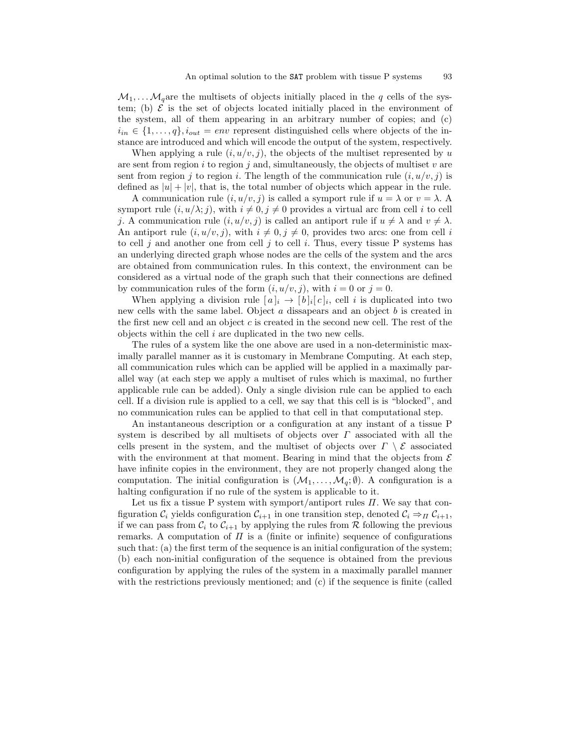$\mathcal{M}_1, \ldots \mathcal{M}_q$are the multisets of objects initially placed in the $q$ cells of the system; (b) $\mathcal{E}$ is the set of objects located initially placed in the environment of the system, all of them appearing in an arbitrary number of copies; and (c) $i_{in} \in \{1, \ldots, q\}, i_{out} = env$ represent distinguished cells where objects of the instance are introduced and which will encode the output of the system, respectively.

When applying a rule $(i, u/v, j)$, the objects of the multiset represented by $u$ are sent from region $i$ to region $j$ and, simultaneously, the objects of multiset $v$ are sent from region $j$ to region $i$. The length of the communication rule $(i, u/v, j)$ is defined as $|u| + |v|$, that is, the total number of objects which appear in the rule.

A communication rule $(i, u/v, j)$ is called a symport rule if $u = \lambda$ or $v = \lambda$. A symport rule $(i, u/\lambda; j)$, with $i \neq 0, j \neq 0$ provides a virtual arc from cell $i$ to cell $j$. A communication rule $(i, u/v, j)$ is called an antiport rule if $u \neq \lambda$ and $v \neq \lambda$. An antiport rule $(i, u/v, j)$, with $i \neq 0, j \neq 0$, provides two arcs: one from cell $i$ to cell $j$ and another one from cell $j$ to cell $i$. Thus, every tissue P systems has an underlying directed graph whose nodes are the cells of the system and the arcs are obtained from communication rules. In this context, the environment can be considered as a virtual node of the graph such that their connections are defined by communication rules of the form $(i, u/v, j)$, with $i = 0$ or $j = 0$.

When applying a division rule $[\,a\,]_i \rightarrow [\,b\,]_i[\,c\,]_i$, cell $i$ is duplicated into two new cells with the same label. Object $a$ dissapears and an object $b$ is created in the first new cell and an object $c$ is created in the second new cell. The rest of the objects within the cell $i$ are duplicated in the two new cells.

The rules of a system like the one above are used in a non-deterministic maximally parallel manner as it is customary in Membrane Computing. At each step, all communication rules which can be applied will be applied in a maximally parallel way (at each step we apply a multiset of rules which is maximal, no further applicable rule can be added). Only a single division rule can be applied to each cell. If a division rule is applied to a cell, we say that this cell is is "blocked", and no communication rules can be applied to that cell in that computational step.

An instantaneous description or a configuration at any instant of a tissue P system is described by all multisets of objects over $\Gamma$ associated with all the cells present in the system, and the multiset of objects over $\Gamma \setminus \mathcal{E}$ associated with the environment at that moment. Bearing in mind that the objects from $\mathcal{E}$ have infinite copies in the environment, they are not properly changed along the computation. The initial configuration is $(\mathcal{M}_1, \ldots, \mathcal{M}_q; \emptyset)$. A configuration is a halting configuration if no rule of the system is applicable to it.

Let us fix a tissue P system with symport/antiport rules $\Pi$. We say that configuration $\mathcal{C}_i$ yields configuration $\mathcal{C}_{i+1}$ in one transition step, denoted $\mathcal{C}_i \Rightarrow_\Pi \mathcal{C}_{i+1}$, if we can pass from $\mathcal{C}_i$ to $\mathcal{C}_{i+1}$ by applying the rules from $\mathcal{R}$ following the previous remarks. A computation of $\Pi$ is a (finite or infinite) sequence of configurations such that: (a) the first term of the sequence is an initial configuration of the system; (b) each non-initial configuration of the sequence is obtained from the previous configuration by applying the rules of the system in a maximally parallel manner with the restrictions previously mentioned; and (c) if the sequence is finite (called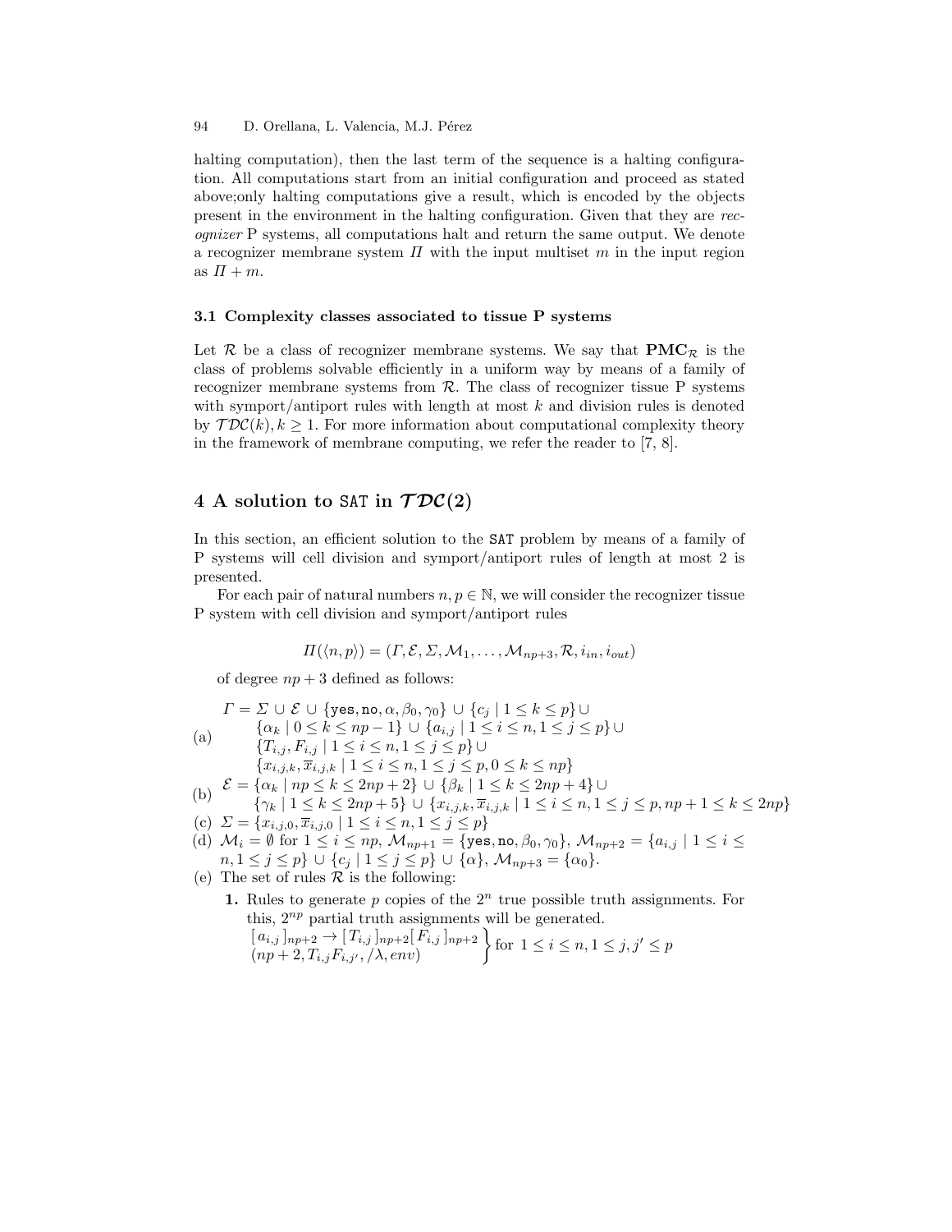halting computation), then the last term of the sequence is a halting configuration. All computations start from an initial configuration and proceed as stated above;only halting computations give a result, which is encoded by the objects present in the environment in the halting configuration. Given that they are *recognizer* P systems, all computations halt and return the same output. We denote a recognizer membrane system $\Pi$ with the input multiset $m$ in the input region as $\Pi + m$.

### 3.1 Complexity classes associated to tissue P systems

Let $\mathcal{R}$ be a class of recognizer membrane systems. We say that $\mathbf{PMC}_{\mathcal{R}}$ is the class of problems solvable efficiently in a uniform way by means of a family of recognizer membrane systems from $\mathcal{R}$. The class of recognizer tissue P systems with symport/antiport rules with length at most $k$ and division rules is denoted by $\mathcal{TDC}(k), k \geq 1$. For more information about computational complexity theory in the framework of membrane computing, we refer the reader to [7, 8].

## 4 A solution to SAT in $\mathcal{TDC}(2)$

In this section, an efficient solution to the SAT problem by means of a family of P systems will cell division and symport/antiport rules of length at most 2 is presented.

For each pair of natural numbers $n, p \in \mathbb{N}$, we will consider the recognizer tissue P system with cell division and symport/antiport rules

$$\Pi(\langle n, p \rangle) = (\Gamma, \mathcal{E}, \Sigma, \mathcal{M}_1, \ldots, \mathcal{M}_{np+3}, \mathcal{R}, i_{in}, i_{out})$$

of degree $np + 3$ defined as follows:

(a) $\Gamma = \Sigma \cup \mathcal{E} \cup \{\texttt{yes}, \texttt{no}, \alpha, \beta_0, \gamma_0\} \cup \{c_j \mid 1 \leq k \leq p\} \cup \{\alpha_k \mid 0 \leq k \leq np-1\} \cup \{a_{i,j} \mid 1 \leq i \leq n, 1 \leq j \leq p\} \cup \{T_{i,j}, F_{i,j} \mid 1 \leq i \leq n, 1 \leq j \leq p\} \cup \{x_{i,j,k}, \overline{x}_{i,j,k} \mid 1 \leq i \leq n, 1 \leq j \leq p, 0 \leq k \leq np\}$

(b) $\mathcal{E} = \{\alpha_k \mid np \leq k \leq 2np+2\} \cup \{\beta_k \mid 1 \leq k \leq 2np+4\} \cup \{\gamma_k \mid 1 \leq k \leq 2np+5\} \cup \{x_{i,j,k}, \overline{x}_{i,j,k} \mid 1 \leq i \leq n, 1 \leq j \leq p, np+1 \leq k \leq 2np\}$

(c) $\Sigma = \{x_{i,j,0}, \overline{x}_{i,j,0} \mid 1 \leq i \leq n, 1 \leq j \leq p\}$

(d) $\mathcal{M}_i = \emptyset$ for $1 \leq i \leq np$, $\mathcal{M}_{np+1} = \{\texttt{yes}, \texttt{no}, \beta_0, \gamma_0\}$, $\mathcal{M}_{np+2} = \{a_{i,j} \mid 1 \leq i \leq n, 1 \leq j \leq p\} \cup \{c_j \mid 1 \leq j \leq p\} \cup \{\alpha\}$, $\mathcal{M}_{np+3} = \{\alpha_0\}$.

(e) The set of rules $\mathcal{R}$ is the following:

**1.** Rules to generate $p$ copies of the $2^n$ true possible truth assignments. For this, $2^{np}$ partial truth assignments will be generated.

$$\left.\begin{array}{l} [\, a_{i,j} \,]_{np+2} \rightarrow [\, T_{i,j} \,]_{np+2} [\, F_{i,j} \,]_{np+2} \\ (np+2, T_{i,j} F_{i,j'}, /\lambda, env) \end{array}\right\} \text{for } 1 \leq i \leq n, 1 \leq j, j' \leq p$$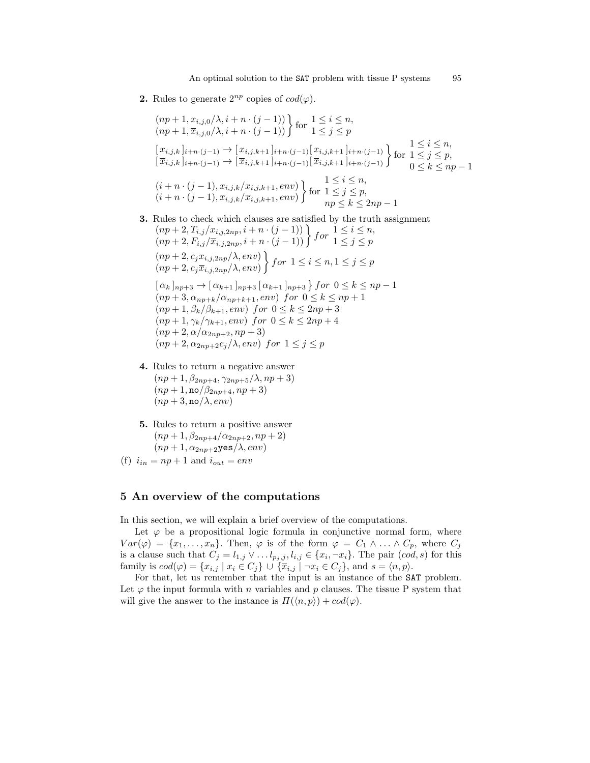**2.** Rules to generate $2^{np}$ copies of $cod(\varphi)$.

$$\left.\begin{array}{l}(np+1, x_{i,j,0}/\lambda, i+n\cdot(j-1))\\ (np+1, \overline{x}_{i,j,0}/\lambda, i+n\cdot(j-1))\end{array}\right\} \text{for } \begin{array}{l}1 \leq i \leq n,\\ 1 \leq j \leq p\end{array}$$

$$\left.\begin{array}{l}[\, x_{i,j,k} \,]_{i+n\cdot(j-1)} \rightarrow [\, x_{i,j,k+1} \,]_{i+n\cdot(j-1)} [\, x_{i,j,k+1} \,]_{i+n\cdot(j-1)}\\ [\, \overline{x}_{i,j,k} \,]_{i+n\cdot(j-1)} \rightarrow [\, \overline{x}_{i,j,k+1} \,]_{i+n\cdot(j-1)} [\, \overline{x}_{i,j,k+1} \,]_{i+n\cdot(j-1)}\end{array}\right\} \text{for } \begin{array}{l}1 \leq i \leq n,\\ 1 \leq j \leq p,\\ 0 \leq k \leq np-1\end{array}$$

$$\left.\begin{array}{l}(i+n\cdot(j-1), x_{i,j,k}/x_{i,j,k+1}, env)\\ (i+n\cdot(j-1), \overline{x}_{i,j,k}/\overline{x}_{i,j,k+1}, env)\end{array}\right\} \text{for } \begin{array}{l}1 \leq i \leq n,\\ 1 \leq j \leq p,\\ np \leq k \leq 2np-1\end{array}$$

**3.** Rules to check which clauses are satisfied by the truth assignment

$$\left.\begin{array}{l}(np+2, T_{i,j}/x_{i,j,2np}, i+n\cdot(j-1))\\ (np+2, F_{i,j}/\overline{x}_{i,j,2np}, i+n\cdot(j-1))\end{array}\right\} \textit{for } \begin{array}{l}1 \leq i \leq n,\\ 1 \leq j \leq p\end{array}$$

$$\left.\begin{array}{l}(np+2, c_j x_{i,j,2np}/\lambda, env)\\ (np+2, c_j \overline{x}_{i,j,2np}/\lambda, env)\end{array}\right\} \textit{for } 1 \leq i \leq n, 1 \leq j \leq p$$

$[\, \alpha_k \,]_{np+3} \rightarrow [\, \alpha_{k+1} \,]_{np+3} [\, \alpha_{k+1} \,]_{np+3} \} \textit{ for } 0 \leq k \leq np-1$

$(np+3, \alpha_{np+k}/\alpha_{np+k+1}, env) \textit{ for } 0 \leq k \leq np+1$

$(np+1, \beta_k/\beta_{k+1}, env) \textit{ for } 0 \leq k \leq 2np+3$

$(np+1, \gamma_k/\gamma_{k+1}, env) \textit{ for } 0 \leq k \leq 2np+4$

$(np+2, \alpha/\alpha_{2np+2}, np+3)$

$(np+2, \alpha_{2np+2} c_j/\lambda, env) \textit{ for } 1 \leq j \leq p$

**4.** Rules to return a negative answer

$(np+1, \beta_{2np+4}, \gamma_{2np+5}/\lambda, np+3)$

$(np+1, \texttt{no}/\beta_{2np+4}, np+3)$

$(np+3, \texttt{no}/\lambda, env)$

**5.** Rules to return a positive answer

$(np+1, \beta_{2np+4}/\alpha_{2np+2}, np+2)$

$(np+1, \alpha_{2np+2}\texttt{yes}/\lambda, env)$

(f) $i_{in} = np+1$ and $i_{out} = env$

## 5 An overview of the computations

In this section, we will explain a brief overview of the computations.

Let $\varphi$ be a propositional logic formula in conjunctive normal form, where $Var(\varphi) = \{x_1, \ldots, x_n\}$. Then, $\varphi$ is of the form $\varphi = C_1 \wedge \ldots \wedge C_p$, where $C_j$ is a clause such that $C_j = l_{1,j} \vee \ldots l_{p_j,j}, l_{i,j} \in \{x_i, \neg x_i\}$. The pair $(cod, s)$ for this family is $cod(\varphi) = \{x_{i,j} \mid x_i \in C_j\} \cup \{\overline{x}_{i,j} \mid \neg x_i \in C_j\}$, and $s = \langle n, p \rangle$.

For that, let us remember that the input is an instance of the SAT problem. Let $\varphi$ the input formula with $n$ variables and $p$ clauses. The tissue P system that will give the answer to the instance is $\Pi(\langle n, p \rangle) + cod(\varphi)$.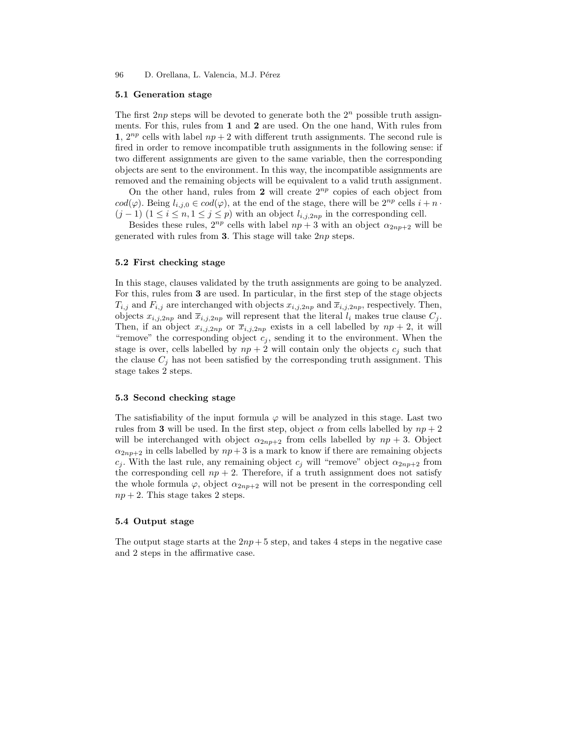### 5.1 Generation stage

The first $2np$ steps will be devoted to generate both the $2^n$ possible truth assignments. For this, rules from **1** and **2** are used. On the one hand, With rules from **1**, $2^{np}$ cells with label $np+2$ with different truth assignments. The second rule is fired in order to remove incompatible truth assignments in the following sense: if two different assignments are given to the same variable, then the corresponding objects are sent to the environment. In this way, the incompatible assignments are removed and the remaining objects will be equivalent to a valid truth assignment.

On the other hand, rules from **2** will create $2^{np}$ copies of each object from $cod(\varphi)$. Being $l_{i,j,0} \in cod(\varphi)$, at the end of the stage, there will be $2^{np}$ cells $i + n \cdot (j-1)$ $(1 \le i \le n, 1 \le j \le p)$ with an object $l_{i,j,2np}$ in the corresponding cell.

Besides these rules, $2^{np}$ cells with label $np+3$ with an object $\alpha_{2np+2}$ will be generated with rules from **3**. This stage will take $2np$ steps.

### 5.2 First checking stage

In this stage, clauses validated by the truth assignments are going to be analyzed. For this, rules from **3** are used. In particular, in the first step of the stage objects $T_{i,j}$ and $F_{i,j}$ are interchanged with objects $x_{i,j,2np}$ and $\overline{x}_{i,j,2np}$, respectively. Then, objects $x_{i,j,2np}$ and $\overline{x}_{i,j,2np}$ will represent that the literal $l_i$ makes true clause $C_j$. Then, if an object $x_{i,j,2np}$ or $\overline{x}_{i,j,2np}$ exists in a cell labelled by $np+2$, it will "remove" the corresponding object $c_j$, sending it to the environment. When the stage is over, cells labelled by $np+2$ will contain only the objects $c_j$ such that the clause $C_j$ has not been satisfied by the corresponding truth assignment. This stage takes 2 steps.

### 5.3 Second checking stage

The satisfiability of the input formula $\varphi$ will be analyzed in this stage. Last two rules from **3** will be used. In the first step, object $\alpha$ from cells labelled by $np+2$ will be interchanged with object $\alpha_{2np+2}$ from cells labelled by $np+3$. Object $\alpha_{2np+2}$ in cells labelled by $np+3$ is a mark to know if there are remaining objects $c_j$. With the last rule, any remaining object $c_j$ will "remove" object $\alpha_{2np+2}$ from the corresponding cell $np+2$. Therefore, if a truth assignment does not satisfy the whole formula $\varphi$, object $\alpha_{2np+2}$ will not be present in the corresponding cell $np+2$. This stage takes 2 steps.

### 5.4 Output stage

The output stage starts at the $2np+5$ step, and takes 4 steps in the negative case and 2 steps in the affirmative case.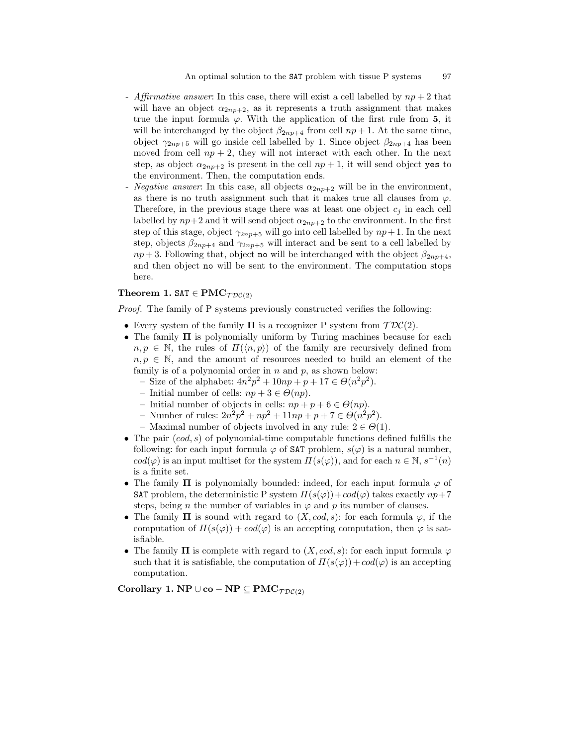- *Affirmative answer*: In this case, there will exist a cell labelled by $np+2$ that will have an object $\alpha_{2np+2}$, as it represents a truth assignment that makes true the input formula $\varphi$. With the application of the first rule from **5**, it will be interchanged by the object $\beta_{2np+4}$ from cell $np+1$. At the same time, object $\gamma_{2np+5}$ will go inside cell labelled by 1. Since object $\beta_{2np+4}$ has been moved from cell $np+2$, they will not interact with each other. In the next step, as object $\alpha_{2np+2}$ is present in the cell $np+1$, it will send object `yes` to the environment. Then, the computation ends.
- *Negative answer*: In this case, all objects $\alpha_{2np+2}$ will be in the environment, as there is no truth assignment such that it makes true all clauses from $\varphi$. Therefore, in the previous stage there was at least one object $c_j$ in each cell labelled by $np+2$ and it will send object $\alpha_{2np+2}$ to the environment. In the first step of this stage, object $\gamma_{2np+5}$ will go into cell labelled by $np+1$. In the next step, objects $\beta_{2np+4}$ and $\gamma_{2np+5}$ will interact and be sent to a cell labelled by $np+3$. Following that, object `no` will be interchanged with the object $\beta_{2np+4}$, and then object `no` will be sent to the environment. The computation stops here.

**Theorem 1.** $\texttt{SAT} \in \mathbf{PMC}_{\mathcal{TDC}(2)}$

*Proof.* The family of P systems previously constructed verifies the following:

- Every system of the family $\mathbf{\Pi}$ is a recognizer P system from $\mathcal{TDC}(2)$.
- The family $\mathbf{\Pi}$ is polynomially uniform by Turing machines because for each $n, p \in \mathbb{N}$, the rules of $\Pi(\langle n, p\rangle)$ of the family are recursively defined from $n, p \in \mathbb{N}$, and the amount of resources needed to build an element of the family is of a polynomial order in $n$ and $p$, as shown below:
  - Size of the alphabet: $4n^2p^2 + 10np + p + 17 \in \Theta(n^2p^2)$.
  - Initial number of cells: $np + 3 \in \Theta(np)$.
  - Initial number of objects in cells: $np + p + 6 \in \Theta(np)$.
  - Number of rules: $2n^2p^2 + np^2 + 11np + p + 7 \in \Theta(n^2p^2)$.
  - Maximal number of objects involved in any rule: $2 \in \Theta(1)$.
- The pair $(cod, s)$ of polynomial-time computable functions defined fulfills the following: for each input formula $\varphi$ of SAT problem, $s(\varphi)$ is a natural number, $cod(\varphi)$ is an input multiset for the system $\Pi(s(\varphi))$, and for each $n \in \mathbb{N}$, $s^{-1}(n)$ is a finite set.
- The family $\mathbf{\Pi}$ is polynomially bounded: indeed, for each input formula $\varphi$ of SAT problem, the deterministic P system $\Pi(s(\varphi)) + cod(\varphi)$ takes exactly $np+7$ steps, being $n$ the number of variables in $\varphi$ and $p$ its number of clauses.
- The family $\mathbf{\Pi}$ is sound with regard to $(X, cod, s)$: for each formula $\varphi$, if the computation of $\Pi(s(\varphi)) + cod(\varphi)$ is an accepting computation, then $\varphi$ is satisfiable.
- The family $\mathbf{\Pi}$ is complete with regard to $(X, cod, s)$: for each input formula $\varphi$ such that it is satisfiable, the computation of $\Pi(s(\varphi)) + cod(\varphi)$ is an accepting computation.

**Corollary 1.** $\mathbf{NP} \cup \mathbf{co-NP} \subseteq \mathbf{PMC}_{\mathcal{TDC}(2)}$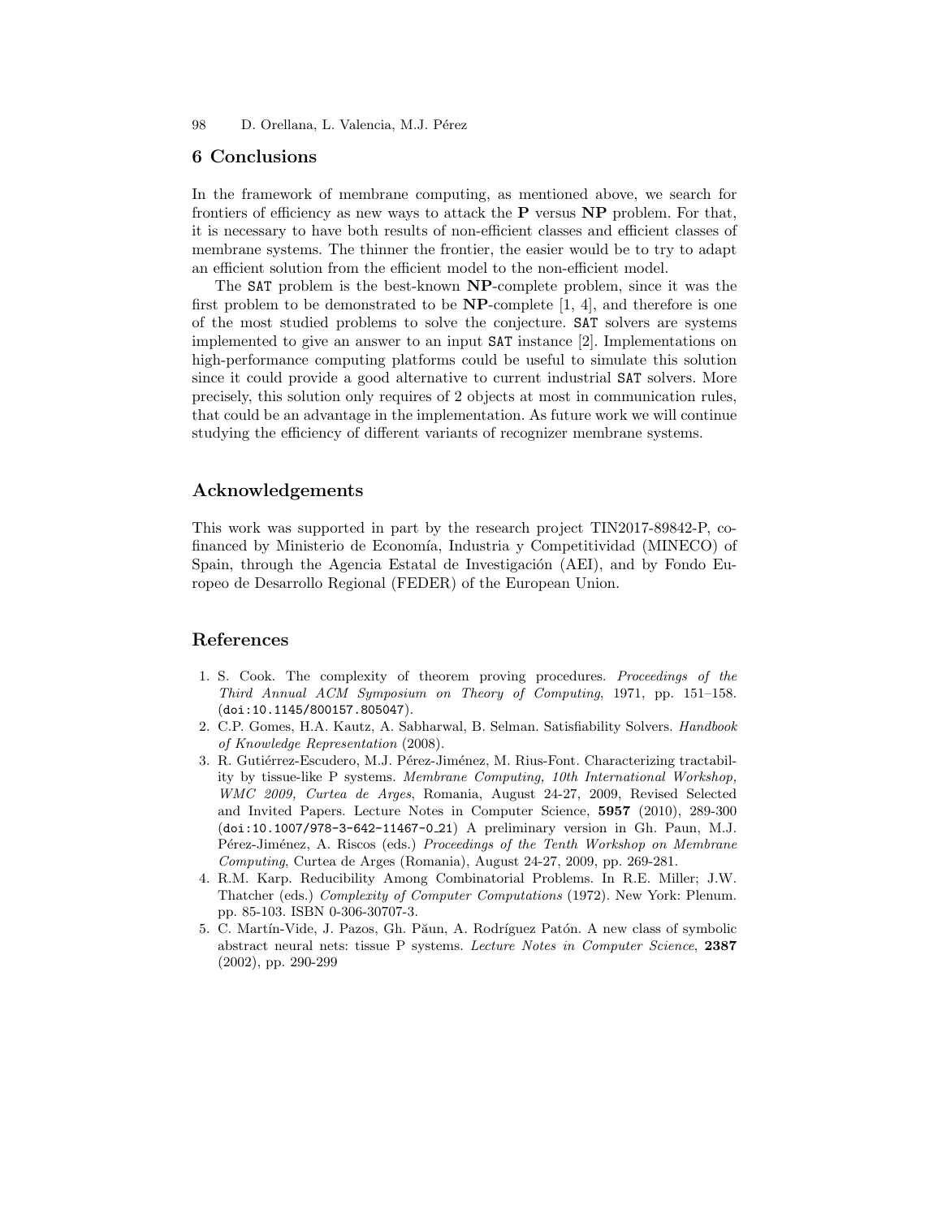## 6 Conclusions

In the framework of membrane computing, as mentioned above, we search for frontiers of efficiency as new ways to attack the **P** versus **NP** problem. For that, it is necessary to have both results of non-efficient classes and efficient classes of membrane systems. The thinner the frontier, the easier would be to try to adapt an efficient solution from the efficient model to the non-efficient model.

The SAT problem is the best-known **NP**-complete problem, since it was the first problem to be demonstrated to be **NP**-complete [1, 4], and therefore is one of the most studied problems to solve the conjecture. SAT solvers are systems implemented to give an answer to an input SAT instance [2]. Implementations on high-performance computing platforms could be useful to simulate this solution since it could provide a good alternative to current industrial SAT solvers. More precisely, this solution only requires of 2 objects at most in communication rules, that could be an advantage in the implementation. As future work we will continue studying the efficiency of different variants of recognizer membrane systems.

## Acknowledgements

This work was supported in part by the research project TIN2017-89842-P, co-financed by Ministerio de Economía, Industria y Competitividad (MINECO) of Spain, through the Agencia Estatal de Investigación (AEI), and by Fondo Europeo de Desarrollo Regional (FEDER) of the European Union.

## References

1. S. Cook. The complexity of theorem proving procedures. *Proceedings of the Third Annual ACM Symposium on Theory of Computing*, 1971, pp. 151–158. (`doi:10.1145/800157.805047`).
2. C.P. Gomes, H.A. Kautz, A. Sabharwal, B. Selman. Satisfiability Solvers. *Handbook of Knowledge Representation* (2008).
3. R. Gutiérrez-Escudero, M.J. Pérez-Jiménez, M. Rius-Font. Characterizing tractability by tissue-like P systems. *Membrane Computing, 10th International Workshop, WMC 2009, Curtea de Arges*, Romania, August 24-27, 2009, Revised Selected and Invited Papers. Lecture Notes in Computer Science, **5957** (2010), 289-300 (`doi:10.1007/978-3-642-11467-0_21`) A preliminary version in Gh. Paun, M.J. Pérez-Jiménez, A. Riscos (eds.) *Proceedings of the Tenth Workshop on Membrane Computing*, Curtea de Arges (Romania), August 24-27, 2009, pp. 269-281.
4. R.M. Karp. Reducibility Among Combinatorial Problems. In R.E. Miller; J.W. Thatcher (eds.) *Complexity of Computer Computations* (1972). New York: Plenum. pp. 85-103. ISBN 0-306-30707-3.
5. C. Martín-Vide, J. Pazos, Gh. Păun, A. Rodríguez Patón. A new class of symbolic abstract neural nets: tissue P systems. *Lecture Notes in Computer Science*, **2387** (2002), pp. 290-299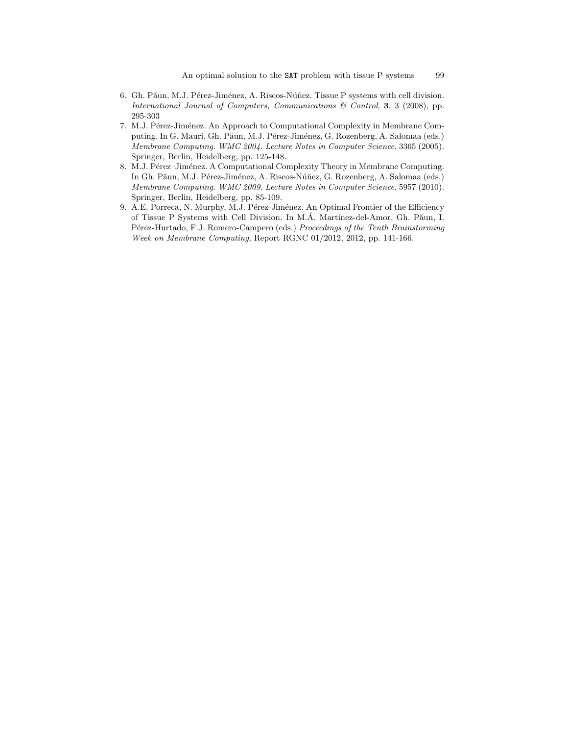6. Gh. Păun, M.J. Pérez-Jiménez, A. Riscos-Núñez. Tissue P systems with cell division. *International Journal of Computers, Communications & Control*, **3**, 3 (2008), pp. 295-303
7. M.J. Pérez-Jiménez. An Approach to Computational Complexity in Membrane Computing. In G. Mauri, Gh. Păun, M.J. Pérez-Jiménez, G. Rozenberg, A. Salomaa (eds.) *Membrane Computing. WMC 2004. Lecture Notes in Computer Science*, 3365 (2005). Springer, Berlin, Heidelberg, pp. 125-148.
8. M.J. Pérez–Jiménez. A Computational Complexity Theory in Membrane Computing. In Gh. Păun, M.J. Pérez-Jiménez, A. Riscos-Núñez, G. Rozenberg, A. Salomaa (eds.) *Membrane Computing. WMC 2009. Lecture Notes in Computer Science*, 5957 (2010). Springer, Berlin, Heidelberg, pp. 85-109.
9. A.E. Porreca, N. Murphy, M.J. Pérez-Jiménez. An Optimal Frontier of the Efficiency of Tissue P Systems with Cell Division. In M.Á. Martínez-del-Amor, Gh. Păun, I. Pérez-Hurtado, F.J. Romero-Campero (eds.) *Proceedings of the Tenth Brainstorming Week on Membrane Computing*, Report RGNC 01/2012, 2012, pp. 141-166.